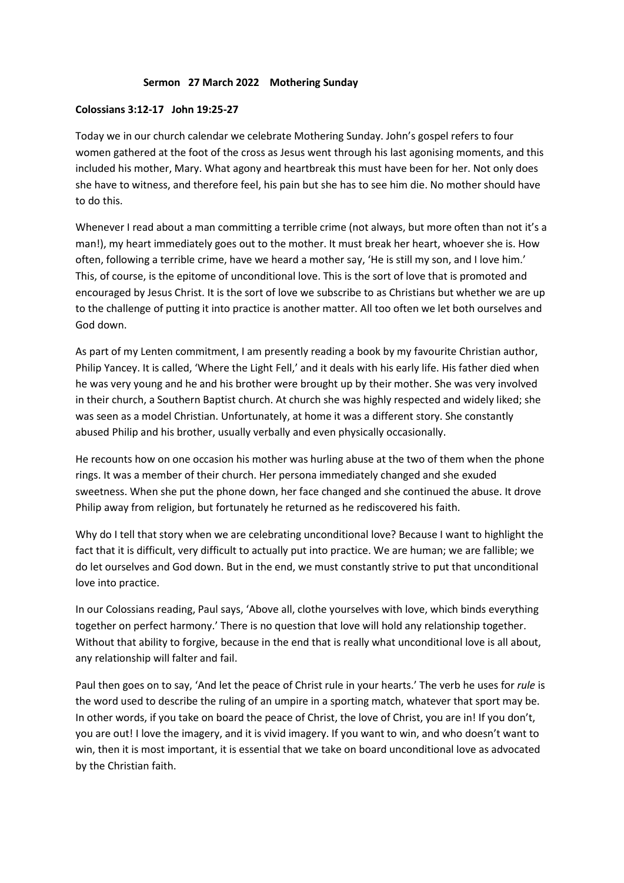**Sermon 27 March 2022 Mothering Sunday**

**Colossians 3:12-17 John 19:25-27**

Today we in our church calendar we celebrate Mothering Sunday. John's gospel refers to four women gathered at the foot of the cross as Jesus went through his last agonising moments, and this included his mother, Mary. What agony and heartbreak this must have been for her. Not only does she have to witness, and therefore feel, his pain but she has to see him die. No mother should have to do this.

Whenever I read about a man committing a terrible crime (not always, but more often than not it's a man!), my heart immediately goes out to the mother. It must break her heart, whoever she is. How often, following a terrible crime, have we heard a mother say, 'He is still my son, and I love him.' This, of course, is the epitome of unconditional love. This is the sort of love that is promoted and encouraged by Jesus Christ. It is the sort of love we subscribe to as Christians but whether we are up to the challenge of putting it into practice is another matter. All too often we let both ourselves and God down.

As part of my Lenten commitment, I am presently reading a book by my favourite Christian author, Philip Yancey. It is called, 'Where the Light Fell,' and it deals with his early life. His father died when he was very young and he and his brother were brought up by their mother. She was very involved in their church, a Southern Baptist church. At church she was highly respected and widely liked; she was seen as a model Christian. Unfortunately, at home it was a different story. She constantly abused Philip and his brother, usually verbally and even physically occasionally.

He recounts how on one occasion his mother was hurling abuse at the two of them when the phone rings. It was a member of their church. Her persona immediately changed and she exuded sweetness. When she put the phone down, her face changed and she continued the abuse. It drove Philip away from religion, but fortunately he returned as he rediscovered his faith.

Why do I tell that story when we are celebrating unconditional love? Because I want to highlight the fact that it is difficult, very difficult to actually put into practice. We are human; we are fallible; we do let ourselves and God down. But in the end, we must constantly strive to put that unconditional love into practice.

In our Colossians reading, Paul says, 'Above all, clothe yourselves with love, which binds everything together on perfect harmony.' There is no question that love will hold any relationship together. Without that ability to forgive, because in the end that is really what unconditional love is all about, any relationship will falter and fail.

Paul then goes on to say, 'And let the peace of Christ rule in your hearts.' The verb he uses for *rule* is the word used to describe the ruling of an umpire in a sporting match, whatever that sport may be. In other words, if you take on board the peace of Christ, the love of Christ, you are in! If you don't, you are out! I love the imagery, and it is vivid imagery. If you want to win, and who doesn't want to win, then it is most important, it is essential that we take on board unconditional love as advocated by the Christian faith.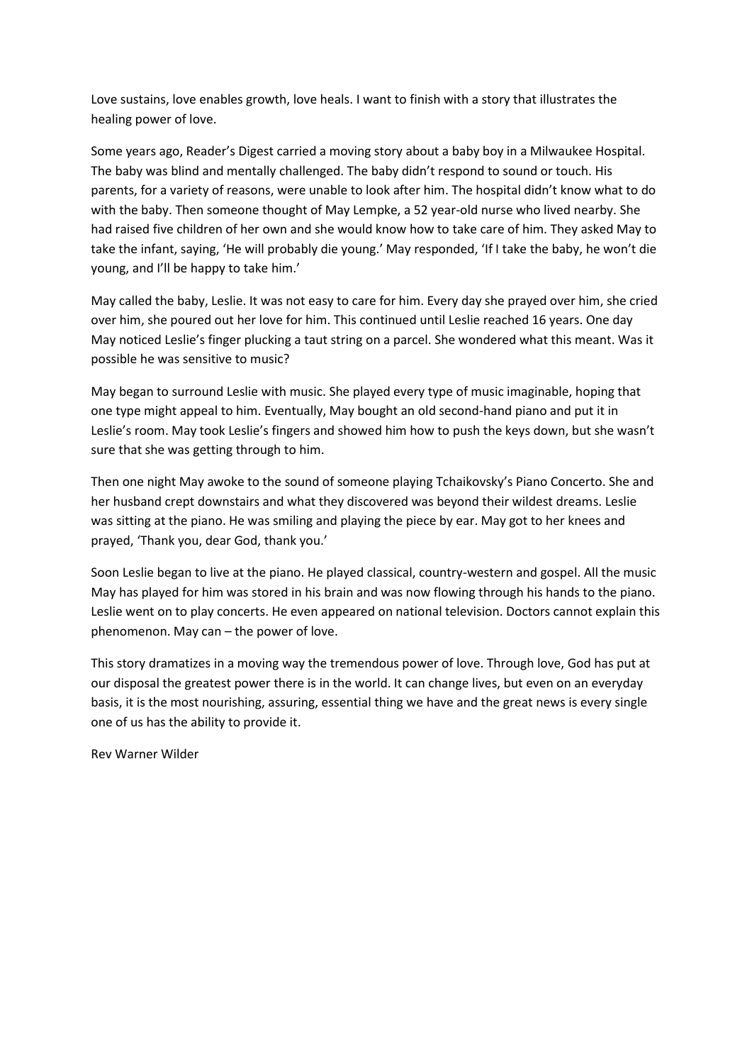Love sustains, love enables growth, love heals. I want to finish with a story that illustrates the healing power of love.

Some years ago, Reader's Digest carried a moving story about a baby boy in a Milwaukee Hospital. The baby was blind and mentally challenged. The baby didn't respond to sound or touch. His parents, for a variety of reasons, were unable to look after him. The hospital didn't know what to do with the baby. Then someone thought of May Lempke, a 52 year-old nurse who lived nearby. She had raised five children of her own and she would know how to take care of him. They asked May to take the infant, saying, 'He will probably die young.' May responded, 'If I take the baby, he won't die young, and I'll be happy to take him.'

May called the baby, Leslie. It was not easy to care for him. Every day she prayed over him, she cried over him, she poured out her love for him. This continued until Leslie reached 16 years. One day May noticed Leslie's finger plucking a taut string on a parcel. She wondered what this meant. Was it possible he was sensitive to music?

May began to surround Leslie with music. She played every type of music imaginable, hoping that one type might appeal to him. Eventually, May bought an old second-hand piano and put it in Leslie's room. May took Leslie's fingers and showed him how to push the keys down, but she wasn't sure that she was getting through to him.

Then one night May awoke to the sound of someone playing Tchaikovsky's Piano Concerto. She and her husband crept downstairs and what they discovered was beyond their wildest dreams. Leslie was sitting at the piano. He was smiling and playing the piece by ear. May got to her knees and prayed, 'Thank you, dear God, thank you.'

Soon Leslie began to live at the piano. He played classical, country-western and gospel. All the music May has played for him was stored in his brain and was now flowing through his hands to the piano. Leslie went on to play concerts. He even appeared on national television. Doctors cannot explain this phenomenon. May can – the power of love.

This story dramatizes in a moving way the tremendous power of love. Through love, God has put at our disposal the greatest power there is in the world. It can change lives, but even on an everyday basis, it is the most nourishing, assuring, essential thing we have and the great news is every single one of us has the ability to provide it.

Rev Warner Wilder